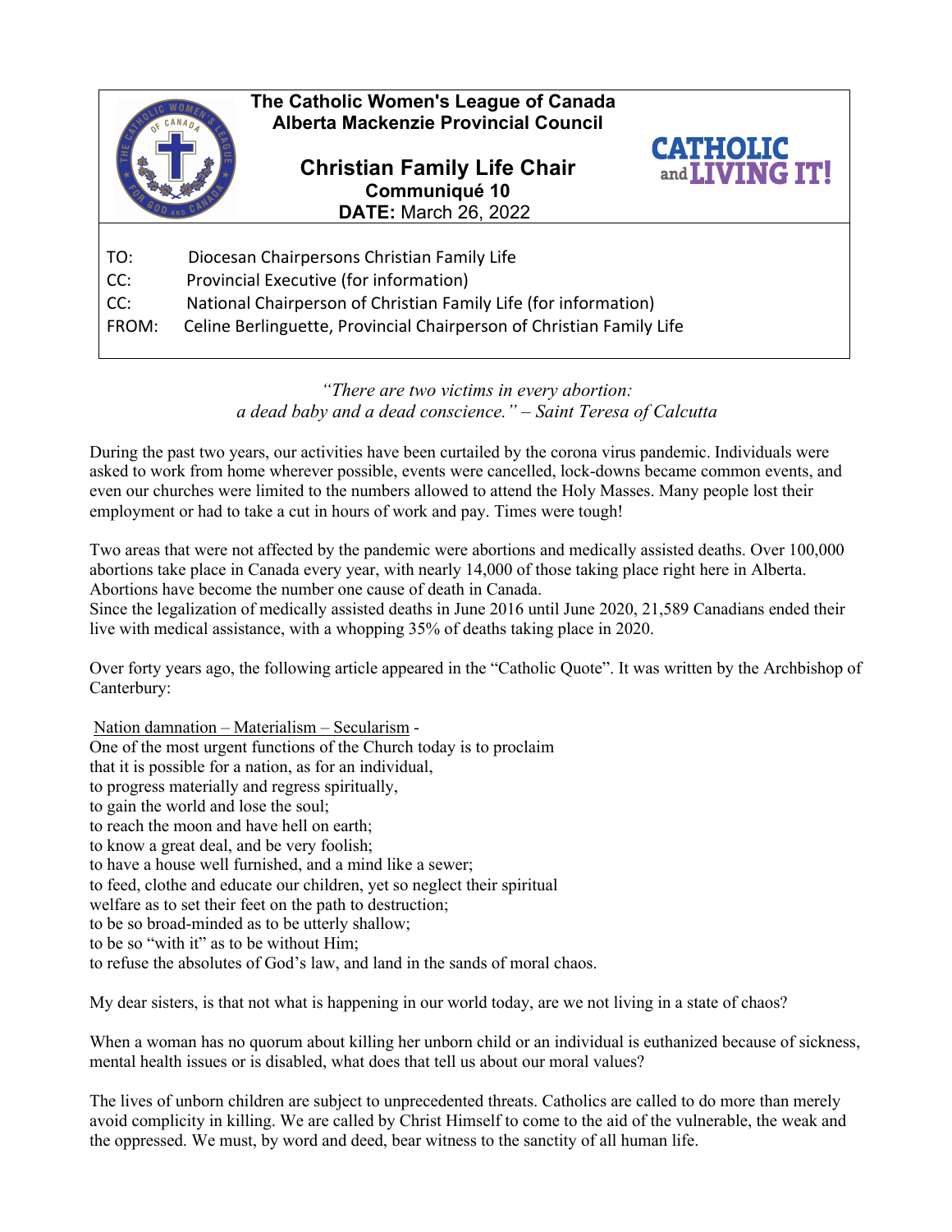**The Catholic Women's League of Canada**
**Alberta Mackenzie Provincial Council**

**CATHOLIC and LIVING IT!**

## Christian Family Life Chair

**Communiqué 10**

**DATE:** March 26, 2022

TO: Diocesan Chairpersons Christian Family Life
CC: Provincial Executive (for information)
CC: National Chairperson of Christian Family Life (for information)
FROM: Celine Berlinguette, Provincial Chairperson of Christian Family Life

*"There are two victims in every abortion:*
*a dead baby and a dead conscience." – Saint Teresa of Calcutta*

During the past two years, our activities have been curtailed by the corona virus pandemic. Individuals were asked to work from home wherever possible, events were cancelled, lock-downs became common events, and even our churches were limited to the numbers allowed to attend the Holy Masses. Many people lost their employment or had to take a cut in hours of work and pay. Times were tough!

Two areas that were not affected by the pandemic were abortions and medically assisted deaths. Over 100,000 abortions take place in Canada every year, with nearly 14,000 of those taking place right here in Alberta. Abortions have become the number one cause of death in Canada.
Since the legalization of medically assisted deaths in June 2016 until June 2020, 21,589 Canadians ended their live with medical assistance, with a whopping 35% of deaths taking place in 2020.

Over forty years ago, the following article appeared in the "Catholic Quote". It was written by the Archbishop of Canterbury:

<u>Nation damnation – Materialism – Secularism</u> -
One of the most urgent functions of the Church today is to proclaim
that it is possible for a nation, as for an individual,
to progress materially and regress spiritually,
to gain the world and lose the soul;
to reach the moon and have hell on earth;
to know a great deal, and be very foolish;
to have a house well furnished, and a mind like a sewer;
to feed, clothe and educate our children, yet so neglect their spiritual
welfare as to set their feet on the path to destruction;
to be so broad-minded as to be utterly shallow;
to be so "with it" as to be without Him;
to refuse the absolutes of God's law, and land in the sands of moral chaos.

My dear sisters, is that not what is happening in our world today, are we not living in a state of chaos?

When a woman has no quorum about killing her unborn child or an individual is euthanized because of sickness, mental health issues or is disabled, what does that tell us about our moral values?

The lives of unborn children are subject to unprecedented threats. Catholics are called to do more than merely avoid complicity in killing. We are called by Christ Himself to come to the aid of the vulnerable, the weak and the oppressed. We must, by word and deed, bear witness to the sanctity of all human life.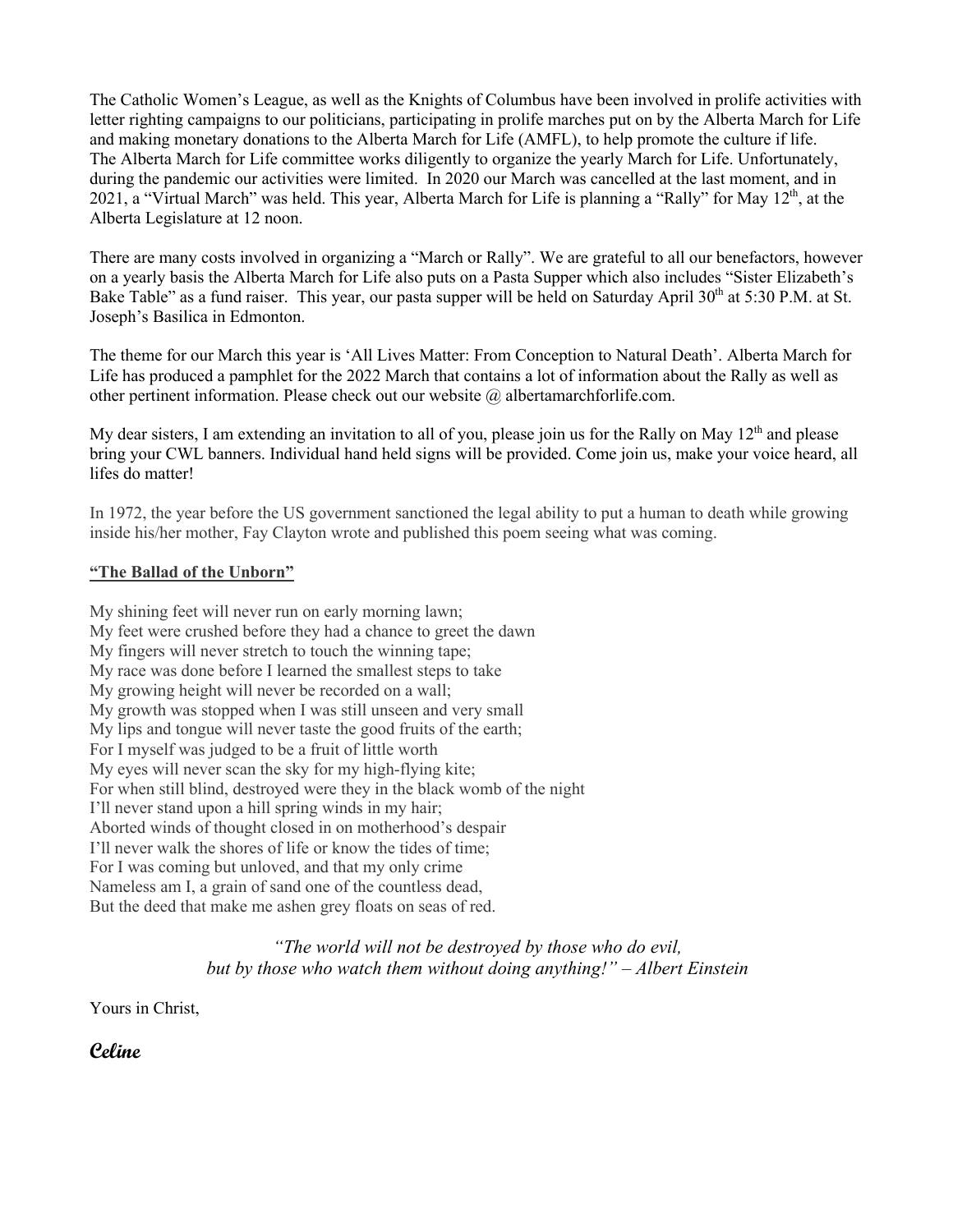The Catholic Women's League, as well as the Knights of Columbus have been involved in prolife activities with letter righting campaigns to our politicians, participating in prolife marches put on by the Alberta March for Life and making monetary donations to the Alberta March for Life (AMFL), to help promote the culture if life. The Alberta March for Life committee works diligently to organize the yearly March for Life. Unfortunately, during the pandemic our activities were limited. In 2020 our March was cancelled at the last moment, and in 2021, a "Virtual March" was held. This year, Alberta March for Life is planning a "Rally" for May 12th, at the Alberta Legislature at 12 noon.

There are many costs involved in organizing a "March or Rally". We are grateful to all our benefactors, however on a yearly basis the Alberta March for Life also puts on a Pasta Supper which also includes "Sister Elizabeth's Bake Table" as a fund raiser. This year, our pasta supper will be held on Saturday April 30th at 5:30 P.M. at St. Joseph's Basilica in Edmonton.

The theme for our March this year is 'All Lives Matter: From Conception to Natural Death'. Alberta March for Life has produced a pamphlet for the 2022 March that contains a lot of information about the Rally as well as other pertinent information. Please check out our website @ albertamarchforlife.com.

My dear sisters, I am extending an invitation to all of you, please join us for the Rally on May 12th and please bring your CWL banners. Individual hand held signs will be provided. Come join us, make your voice heard, all lifes do matter!

In 1972, the year before the US government sanctioned the legal ability to put a human to death while growing inside his/her mother, Fay Clayton wrote and published this poem seeing what was coming.

**"The Ballad of the Unborn"**

My shining feet will never run on early morning lawn;
My feet were crushed before they had a chance to greet the dawn
My fingers will never stretch to touch the winning tape;
My race was done before I learned the smallest steps to take
My growing height will never be recorded on a wall;
My growth was stopped when I was still unseen and very small
My lips and tongue will never taste the good fruits of the earth;
For I myself was judged to be a fruit of little worth
My eyes will never scan the sky for my high-flying kite;
For when still blind, destroyed were they in the black womb of the night
I'll never stand upon a hill spring winds in my hair;
Aborted winds of thought closed in on motherhood's despair
I'll never walk the shores of life or know the tides of time;
For I was coming but unloved, and that my only crime
Nameless am I, a grain of sand one of the countless dead,
But the deed that make me ashen grey floats on seas of red.

*"The world will not be destroyed by those who do evil,*
*but by those who watch them without doing anything!" – Albert Einstein*

Yours in Christ,

**Celine**